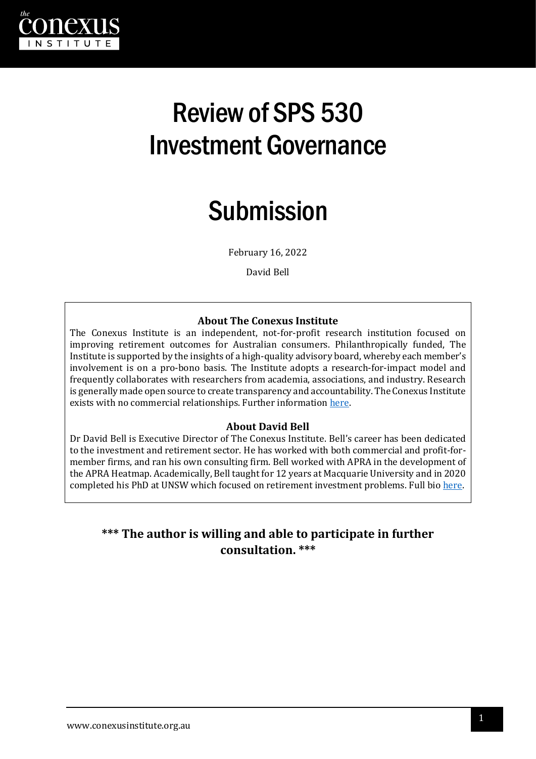# Review of SPS 530 Investment Governance

# Submission

February 16, 2022

David Bell

### About The Conexus Institute

The Conexus Institute is an independent, not-for-profit research institution focused on improving retirement outcomes for Australian consumers. Philanthropically funded, The Institute is supported by the insights of a high-quality advisory board, whereby each member's involvement is on a pro-bono basis. The Institute adopts a research-for-impact model and frequently collaborates with researchers from academia, associations, and industry. Research is generally made open source to create transparency and accountability. The Conexus Institute exists with no commercial relationships. Further information here.

### About David Bell

Dr David Bell is Executive Director of The Conexus Institute. Bell's career has been dedicated to the investment and retirement sector. He has worked with both commercial and profit-for-member firms, and ran his own consulting firm. Bell worked with APRA in the development of the APRA Heatmap. Academically, Bell taught for 12 years at Macquarie University and in 2020 completed his PhD at UNSW which focused on retirement investment problems. Full bio here.

**\*\*\* The author is willing and able to participate in further consultation. \*\*\***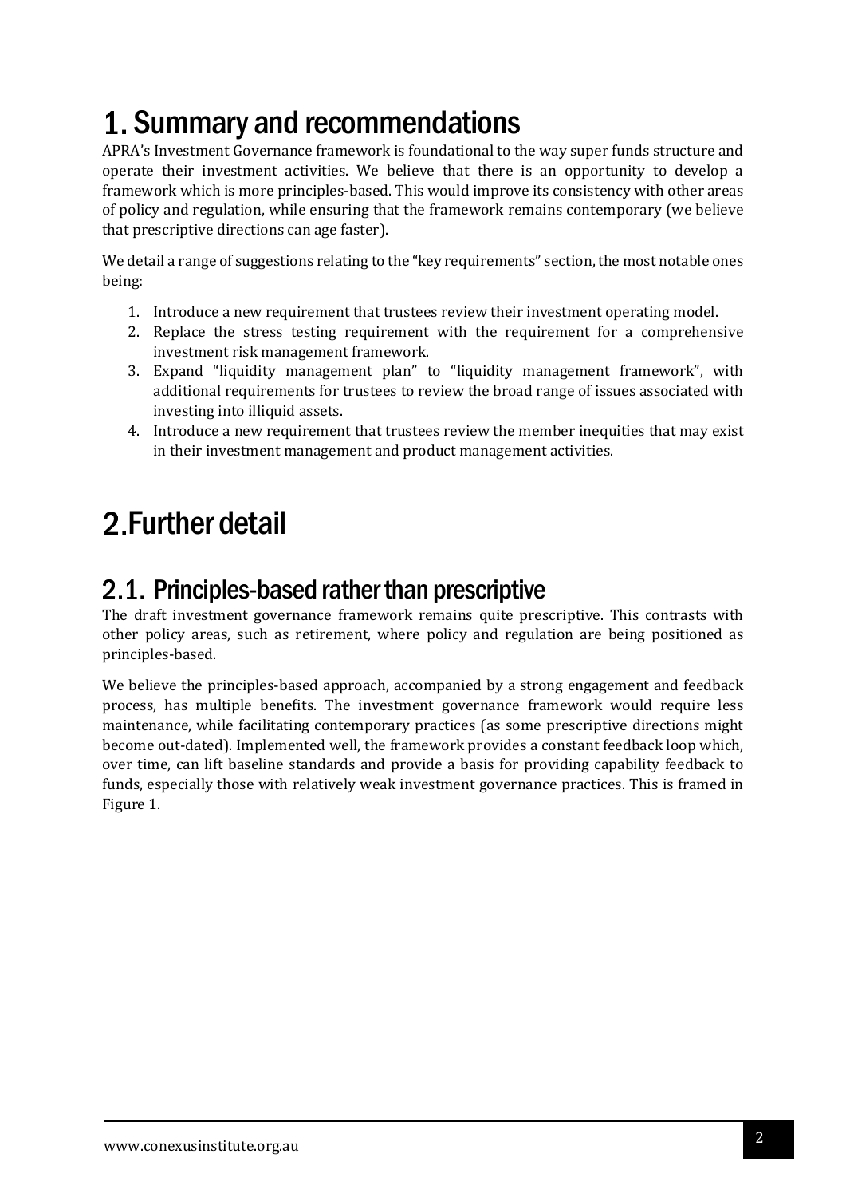// Page 2 of 6

# 1. Summary and recommendations

APRA's Investment Governance framework is foundational to the way super funds structure and operate their investment activities. We believe that there is an opportunity to develop a framework which is more principles-based. This would improve its consistency with other areas of policy and regulation, while ensuring that the framework remains contemporary (we believe that prescriptive directions can age faster).

We detail a range of suggestions relating to the "key requirements" section, the most notable ones being:

1. Introduce a new requirement that trustees review their investment operating model.
2. Replace the stress testing requirement with the requirement for a comprehensive investment risk management framework.
3. Expand "liquidity management plan" to "liquidity management framework", with additional requirements for trustees to review the broad range of issues associated with investing into illiquid assets.
4. Introduce a new requirement that trustees review the member inequities that may exist in their investment management and product management activities.

# 2. Further detail

## 2.1. Principles-based rather than prescriptive

The draft investment governance framework remains quite prescriptive. This contrasts with other policy areas, such as retirement, where policy and regulation are being positioned as principles-based.

We believe the principles-based approach, accompanied by a strong engagement and feedback process, has multiple benefits. The investment governance framework would require less maintenance, while facilitating contemporary practices (as some prescriptive directions might become out-dated). Implemented well, the framework provides a constant feedback loop which, over time, can lift baseline standards and provide a basis for providing capability feedback to funds, especially those with relatively weak investment governance practices. This is framed in Figure 1.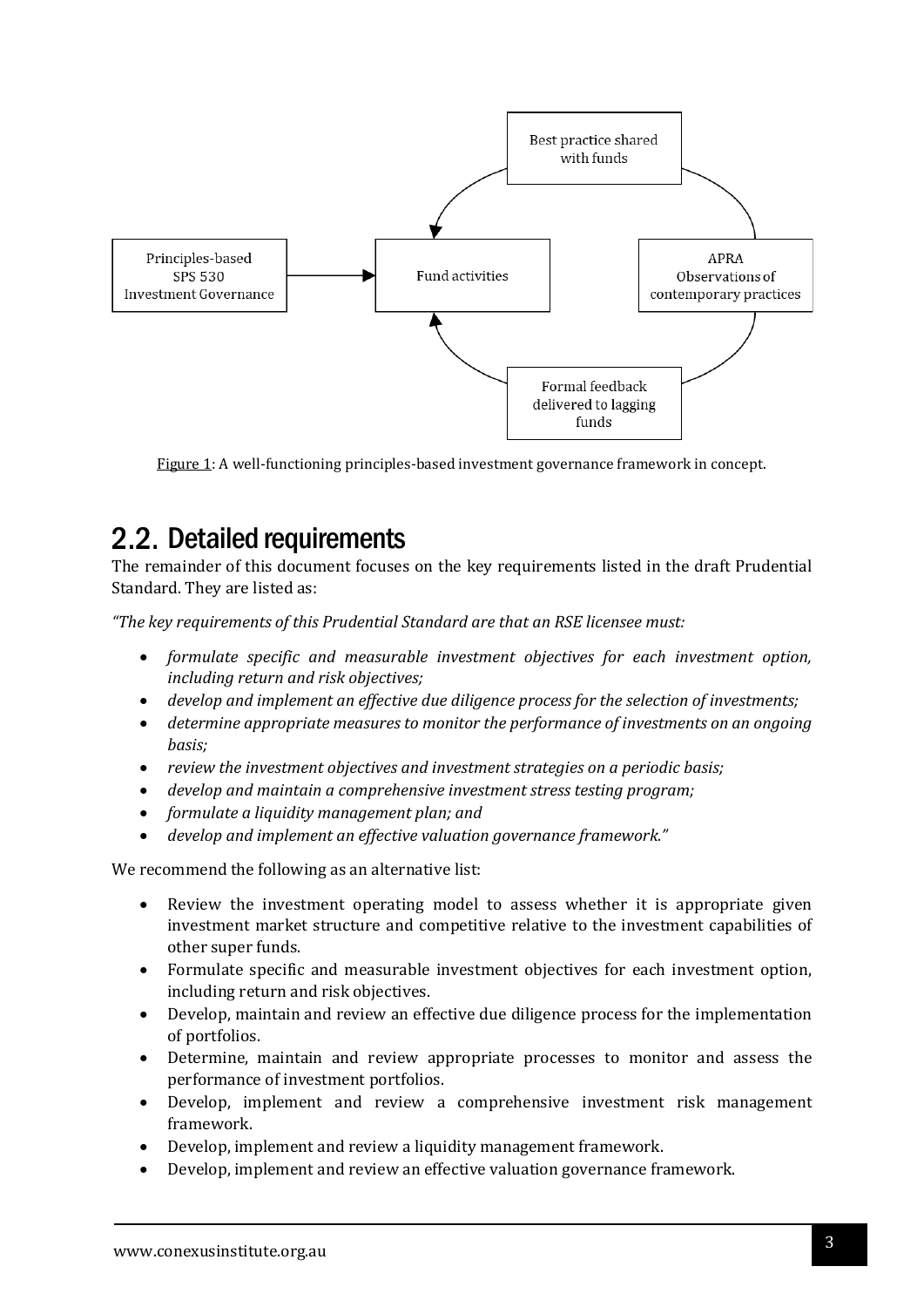Figure 1: A well-functioning principles-based investment governance framework in concept.

## 2.2. Detailed requirements

The remainder of this document focuses on the key requirements listed in the draft Prudential Standard. They are listed as:

*"The key requirements of this Prudential Standard are that an RSE licensee must:*

- *formulate specific and measurable investment objectives for each investment option, including return and risk objectives;*
- *develop and implement an effective due diligence process for the selection of investments;*
- *determine appropriate measures to monitor the performance of investments on an ongoing basis;*
- *review the investment objectives and investment strategies on a periodic basis;*
- *develop and maintain a comprehensive investment stress testing program;*
- *formulate a liquidity management plan; and*
- *develop and implement an effective valuation governance framework."*

We recommend the following as an alternative list:

- Review the investment operating model to assess whether it is appropriate given investment market structure and competitive relative to the investment capabilities of other super funds.
- Formulate specific and measurable investment objectives for each investment option, including return and risk objectives.
- Develop, maintain and review an effective due diligence process for the implementation of portfolios.
- Determine, maintain and review appropriate processes to monitor and assess the performance of investment portfolios.
- Develop, implement and review a comprehensive investment risk management framework.
- Develop, implement and review a liquidity management framework.
- Develop, implement and review an effective valuation governance framework.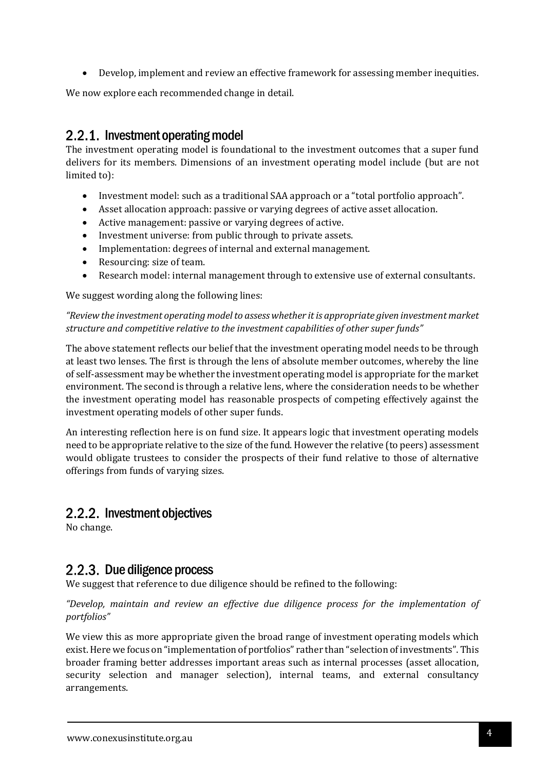- Develop, implement and review an effective framework for assessing member inequities.

We now explore each recommended change in detail.

### 2.2.1. Investment operating model

The investment operating model is foundational to the investment outcomes that a super fund delivers for its members. Dimensions of an investment operating model include (but are not limited to):

- Investment model: such as a traditional SAA approach or a "total portfolio approach".
- Asset allocation approach: passive or varying degrees of active asset allocation.
- Active management: passive or varying degrees of active.
- Investment universe: from public through to private assets.
- Implementation: degrees of internal and external management.
- Resourcing: size of team.
- Research model: internal management through to extensive use of external consultants.

We suggest wording along the following lines:

*"Review the investment operating model to assess whether it is appropriate given investment market structure and competitive relative to the investment capabilities of other super funds"*

The above statement reflects our belief that the investment operating model needs to be through at least two lenses. The first is through the lens of absolute member outcomes, whereby the line of self-assessment may be whether the investment operating model is appropriate for the market environment. The second is through a relative lens, where the consideration needs to be whether the investment operating model has reasonable prospects of competing effectively against the investment operating models of other super funds.

An interesting reflection here is on fund size. It appears logic that investment operating models need to be appropriate relative to the size of the fund. However the relative (to peers) assessment would obligate trustees to consider the prospects of their fund relative to those of alternative offerings from funds of varying sizes.

### 2.2.2. Investment objectives

No change.

### 2.2.3. Due diligence process

We suggest that reference to due diligence should be refined to the following:

*"Develop, maintain and review an effective due diligence process for the implementation of portfolios"*

We view this as more appropriate given the broad range of investment operating models which exist. Here we focus on "implementation of portfolios" rather than "selection of investments". This broader framing better addresses important areas such as internal processes (asset allocation, security selection and manager selection), internal teams, and external consultancy arrangements.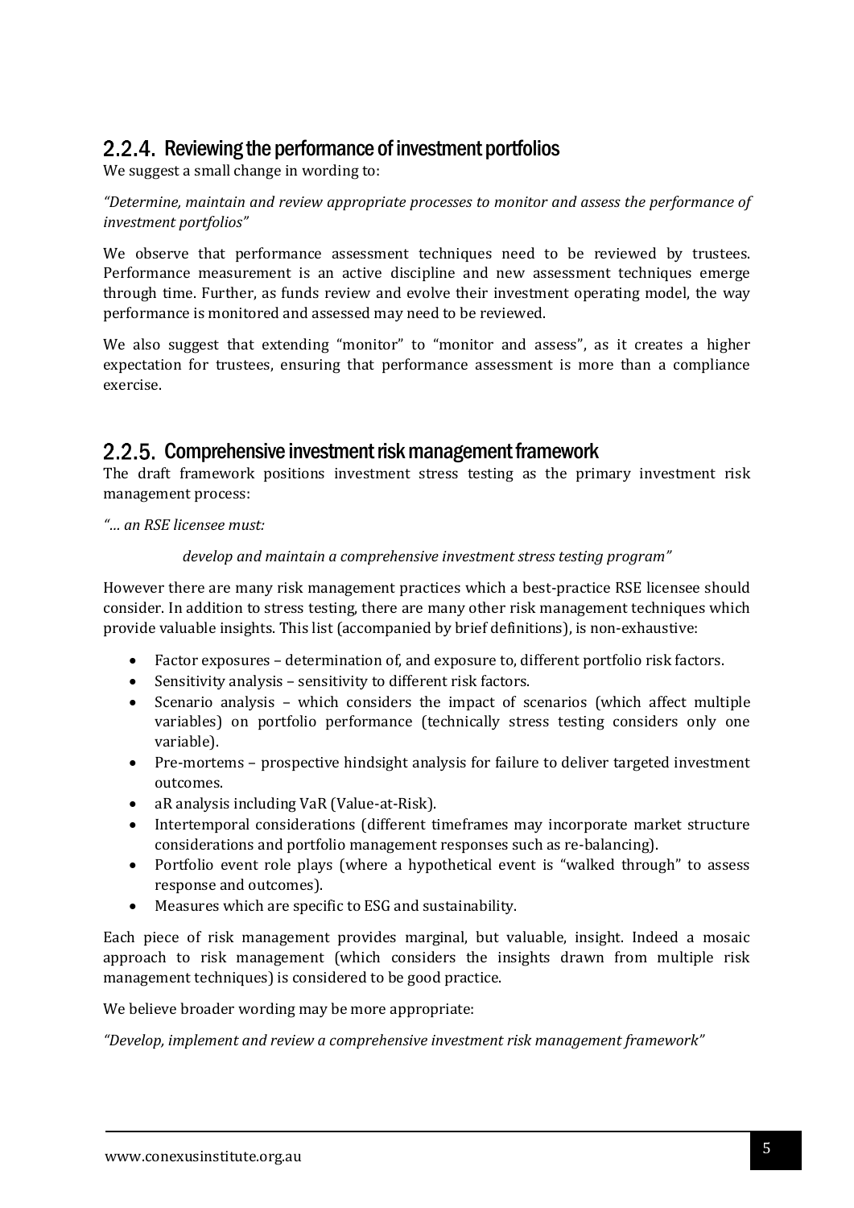## 2.2.4. Reviewing the performance of investment portfolios

We suggest a small change in wording to:

*"Determine, maintain and review appropriate processes to monitor and assess the performance of investment portfolios"*

We observe that performance assessment techniques need to be reviewed by trustees. Performance measurement is an active discipline and new assessment techniques emerge through time. Further, as funds review and evolve their investment operating model, the way performance is monitored and assessed may need to be reviewed.

We also suggest that extending "monitor" to "monitor and assess", as it creates a higher expectation for trustees, ensuring that performance assessment is more than a compliance exercise.

## 2.2.5. Comprehensive investment risk management framework

The draft framework positions investment stress testing as the primary investment risk management process:

*"… an RSE licensee must:*

*develop and maintain a comprehensive investment stress testing program"*

However there are many risk management practices which a best-practice RSE licensee should consider. In addition to stress testing, there are many other risk management techniques which provide valuable insights. This list (accompanied by brief definitions), is non-exhaustive:

- Factor exposures – determination of, and exposure to, different portfolio risk factors.
- Sensitivity analysis – sensitivity to different risk factors.
- Scenario analysis – which considers the impact of scenarios (which affect multiple variables) on portfolio performance (technically stress testing considers only one variable).
- Pre-mortems – prospective hindsight analysis for failure to deliver targeted investment outcomes.
- aR analysis including VaR (Value-at-Risk).
- Intertemporal considerations (different timeframes may incorporate market structure considerations and portfolio management responses such as re-balancing).
- Portfolio event role plays (where a hypothetical event is "walked through" to assess response and outcomes).
- Measures which are specific to ESG and sustainability.

Each piece of risk management provides marginal, but valuable, insight. Indeed a mosaic approach to risk management (which considers the insights drawn from multiple risk management techniques) is considered to be good practice.

We believe broader wording may be more appropriate:

*"Develop, implement and review a comprehensive investment risk management framework"*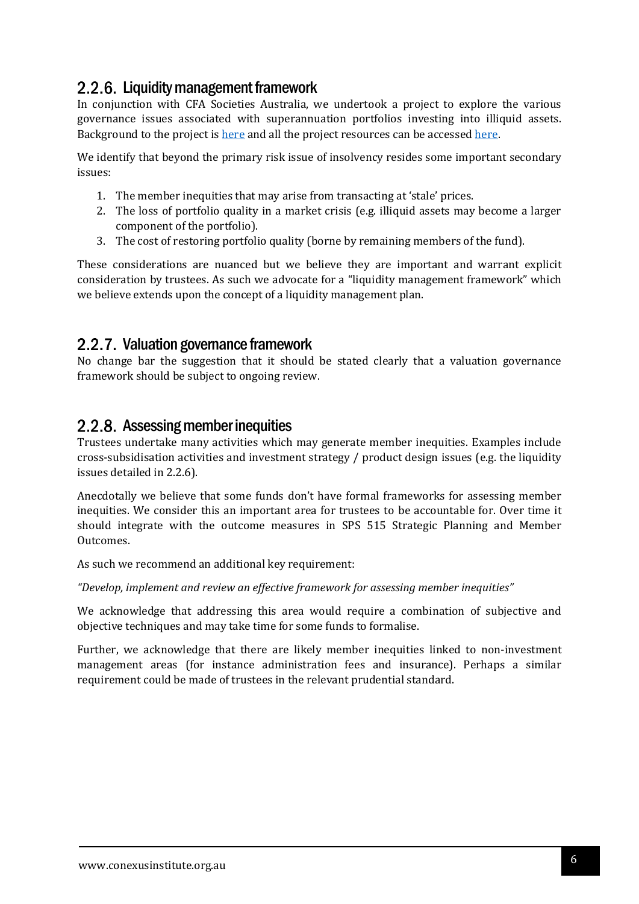### 2.2.6. Liquidity management framework

In conjunction with CFA Societies Australia, we undertook a project to explore the various governance issues associated with superannuation portfolios investing into illiquid assets. Background to the project is [here](#) and all the project resources can be accessed [here](#).

We identify that beyond the primary risk issue of insolvency resides some important secondary issues:

1. The member inequities that may arise from transacting at 'stale' prices.
2. The loss of portfolio quality in a market crisis (e.g. illiquid assets may become a larger component of the portfolio).
3. The cost of restoring portfolio quality (borne by remaining members of the fund).

These considerations are nuanced but we believe they are important and warrant explicit consideration by trustees. As such we advocate for a "liquidity management framework" which we believe extends upon the concept of a liquidity management plan.

### 2.2.7. Valuation governance framework

No change bar the suggestion that it should be stated clearly that a valuation governance framework should be subject to ongoing review.

### 2.2.8. Assessing member inequities

Trustees undertake many activities which may generate member inequities. Examples include cross-subsidisation activities and investment strategy / product design issues (e.g. the liquidity issues detailed in 2.2.6).

Anecdotally we believe that some funds don't have formal frameworks for assessing member inequities. We consider this an important area for trustees to be accountable for. Over time it should integrate with the outcome measures in SPS 515 Strategic Planning and Member Outcomes.

As such we recommend an additional key requirement:

*"Develop, implement and review an effective framework for assessing member inequities"*

We acknowledge that addressing this area would require a combination of subjective and objective techniques and may take time for some funds to formalise.

Further, we acknowledge that there are likely member inequities linked to non-investment management areas (for instance administration fees and insurance). Perhaps a similar requirement could be made of trustees in the relevant prudential standard.